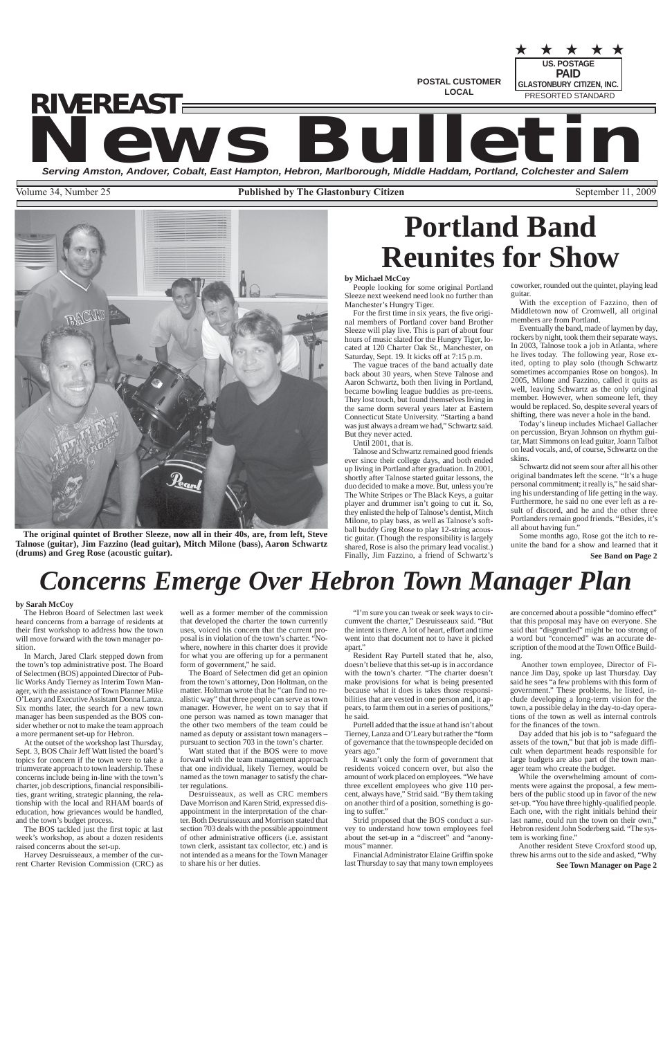POSTAL CUSTOMER
LOCAL

US. POSTAGE
PAID
GLASTONBURY CITIZEN, INC.
PRESORTED STANDARD

# RIVEREAST News Bulletin

*Serving Amston, Andover, Cobalt, East Hampton, Hebron, Marlborough, Middle Haddam, Portland, Colchester and Salem*

Volume 34, Number 25 — **Published by The Glastonbury Citizen** — September 11, 2009

**The original quintet of Brother Sleeze, now all in their 40s, are, from left, Steve Talnose (guitar), Jim Fazzino (lead guitar), Mitch Milone (bass), Aaron Schwartz (drums) and Greg Rose (acoustic guitar).**

# Portland Band Reunites for Show

**by Michael McCoy**

People looking for some original Portland Sleeze next weekend need look no further than Manchester's Hungry Tiger.

For the first time in six years, the five original members of Portland cover band Brother Sleeze will play live. This is part of about four hours of music slated for the Hungry Tiger, located at 120 Charter Oak St., Manchester, on Saturday, Sept. 19. It kicks off at 7:15 p.m.

The vague traces of the band actually date back about 30 years, when Steve Talnose and Aaron Schwartz, both then living in Portland, became bowling league buddies as pre-teens. They lost touch, but found themselves living in the same dorm several years later at Eastern Connecticut State University. "Starting a band was just always a dream we had," Schwartz said. But they never acted.

Until 2001, that is.

Talnose and Schwartz remained good friends ever since their college days, and both ended up living in Portland after graduation. In 2001, shortly after Talnose started guitar lessons, the duo decided to make a move. But, unless you're The White Stripes or The Black Keys, a guitar player and drummer isn't going to cut it. So, they enlisted the help of Talnose's dentist, Mitch Milone, to play bass, as well as Talnose's softball buddy Greg Rose to play 12-string acoustic guitar. (Though the responsibility is largely shared, Rose is also the primary lead vocalist.) Finally, Jim Fazzino, a friend of Schwartz's coworker, rounded out the quintet, playing lead guitar.

With the exception of Fazzino, then of Middletown now of Cromwell, all original members are from Portland.

Eventually the band, made of laymen by day, rockers by night, took them their separate ways. In 2003, Talnose took a job in Atlanta, where he lives today. The following year, Rose exited, opting to play solo (though Schwartz sometimes accompanies Rose on bongos). In 2005, Milone and Fazzino, called it quits as well, leaving Schwartz as the only original member. However, when someone left, they would be replaced. So, despite several years of shifting, there was never a hole in the band.

Today's lineup includes Michael Gallacher on percussion, Bryan Johnson on rhythm guitar, Matt Simmons on lead guitar, Joann Talbot on lead vocals, and, of course, Schwartz on the skins.

Schwartz did not seem sour after all his other original bandmates left the scene. "It's a huge personal commitment; it really is," he said sharing his understanding of life getting in the way. Furthermore, he said no one ever left as a result of discord, and he and the other three Portlanders remain good friends. "Besides, it's all about having fun."

Some months ago, Rose got the itch to reunite the band for a show and learned that it

**See Band on Page 2**

# *Concerns Emerge Over Hebron Town Manager Plan*

**by Sarah McCoy**

The Hebron Board of Selectmen last week heard concerns from a barrage of residents at their first workshop to address how the town will move forward with the town manager position.

In March, Jared Clark stepped down from the town's top administrative post. The Board of Selectmen (BOS) appointed Director of Public Works Andy Tierney as Interim Town Manager, with the assistance of Town Planner Mike O'Leary and Executive Assistant Donna Lanza. Six months later, the search for a new town manager has been suspended as the BOS consider whether or not to make the team approach a more permanent set-up for Hebron.

At the outset of the workshop last Thursday, Sept. 3, BOS Chair Jeff Watt listed the board's topics for concern if the town were to take a triumverate approach to town leadership. These concerns include being in-line with the town's charter, job descriptions, financial responsibilities, grant writing, strategic planning, the relationship with the local and RHAM boards of education, how grievances would be handled, and the town's budget process.

The BOS tackled just the first topic at last week's workshop, as about a dozen residents raised concerns about the set-up.

Harvey Desruisseaux, a member of the current Charter Revision Commission (CRC) as well as a former member of the commission that developed the charter the town currently uses, voiced his concern that the current proposal is in violation of the town's charter. "Nowhere, nowhere in this charter does it provide for what you are offering up for a permanent form of government," he said.

The Board of Selectmen did get an opinion from the town's attorney, Don Holtman, on the matter. Holtman wrote that he "can find no realistic way" that three people can serve as town manager. However, he went on to say that if one person was named as town manager that the other two members of the team could be named as deputy or assistant town managers – pursuant to section 703 in the town's charter.

Watt stated that if the BOS were to move forward with the team management approach that one individual, likely Tierney, would be named as the town manager to satisfy the charter regulations.

Desruisseaux, as well as CRC members Dave Morrison and Karen Strid, expressed disappointment in the interpretation of the charter. Both Desruisseaux and Morrison stated that section 703 deals with the possible appointment of other administrative officers (i.e. assistant town clerk, assistant tax collector, etc.) and is not intended as a means for the Town Manager to share his or her duties.

"I'm sure you can tweak or seek ways to circumvent the charter," Desruisseaux said. "But the intent is there. A lot of heart, effort and time went into that document not to have it picked apart."

Resident Ray Purtell stated that he, also, doesn't believe that this set-up is in accordance with the town's charter. "The charter doesn't make provisions for what is being presented because what it does is takes those responsibilities that are vested in one person and, it appears, to farm them out in a series of positions," he said.

Purtell added that the issue at hand isn't about Tierney, Lanza and O'Leary but rather the "form of governance that the townspeople decided on years ago."

It wasn't only the form of government that residents voiced concern over, but also the amount of work placed on employees. "We have three excellent employees who give 110 percent, always have," Strid said. "By them taking on another third of a position, something is going to suffer."

Strid proposed that the BOS conduct a survey to understand how town employees feel about the set-up in a "discreet" and "anonymous" manner.

Financial Administrator Elaine Griffin spoke last Thursday to say that many town employees are concerned about a possible "domino effect" that this proposal may have on everyone. She said that "disgruntled" might be too strong of a word but "concerned" was an accurate description of the mood at the Town Office Building.

Another town employee, Director of Finance Jim Day, spoke up last Thursday. Day said he sees "a few problems with this form of government." These problems, he listed, include developing a long-term vision for the town, a possible delay in the day-to-day operations of the town as well as internal controls for the finances of the town.

Day added that his job is to "safeguard the assets of the town," but that job is made difficult when department heads responsible for large budgets are also part of the town manager team who create the budget.

While the overwhelming amount of comments were against the proposal, a few members of the public stood up in favor of the new set-up. "You have three highly-qualified people. Each one, with the right initials behind their last name, could run the town on their own," Hebron resident John Soderberg said. "The system is working fine."

Another resident Steve Croxford stood up, threw his arms out to the side and asked, "Why

**See Town Manager on Page 2**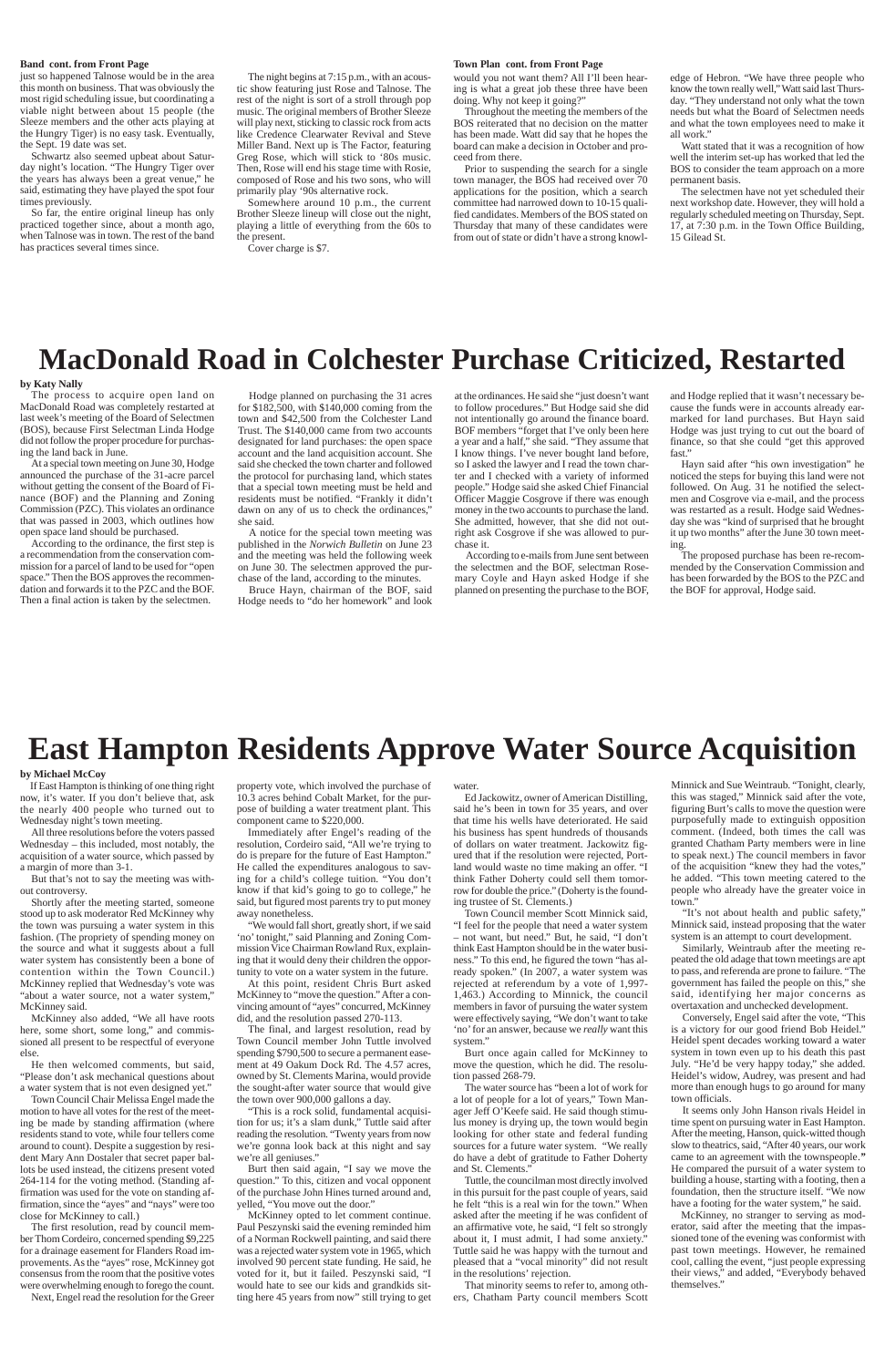**Band cont. from Front Page**

just so happened Talnose would be in the area this month on business. That was obviously the most rigid scheduling issue, but coordinating a viable night between about 15 people (the Sleeze members and the other acts playing at the Hungry Tiger) is no easy task. Eventually, the Sept. 19 date was set.

Schwartz also seemed upbeat about Saturday night's location. "The Hungry Tiger over the years has always been a great venue," he said, estimating they have played the spot four times previously.

So far, the entire original lineup has only practiced together since, about a month ago, when Talnose was in town. The rest of the band has practices several times since.

The night begins at 7:15 p.m., with an acoustic show featuring just Rose and Talnose. The rest of the night is sort of a stroll through pop music. The original members of Brother Sleeze will play next, sticking to classic rock from acts like Credence Clearwater Revival and Steve Miller Band. Next up is The Factor, featuring Greg Rose, which will stick to '80s music. Then, Rose will end his stage time with Rosie, composed of Rose and his two sons, who will primarily play '90s alternative rock.

Somewhere around 10 p.m., the current Brother Sleeze lineup will close out the night, playing a little of everything from the 60s to the present.

Cover charge is $7.

**Town Plan cont. from Front Page**

would you not want them? All I'll been hearing is what a great job these three have been doing. Why not keep it going?"

Throughout the meeting the members of the BOS reiterated that no decision on the matter has been made. Watt did say that he hopes the board can make a decision in October and proceed from there.

Prior to suspending the search for a single town manager, the BOS had received over 70 applications for the position, which a search committee had narrowed down to 10-15 qualified candidates. Members of the BOS stated on Thursday that many of these candidates were from out of state or didn't have a strong knowledge of Hebron. "We have three people who know the town really well," Watt said last Thursday. "They understand not only what the town needs but what the Board of Selectmen needs and what the town employees need to make it all work."

Watt stated that it was a recognition of how well the interim set-up has worked that led the BOS to consider the team approach on a more permanent basis.

The selectmen have not yet scheduled their next workshop date. However, they will hold a regularly scheduled meeting on Thursday, Sept. 17, at 7:30 p.m. in the Town Office Building, 15 Gilead St.

# MacDonald Road in Colchester Purchase Criticized, Restarted

**by Katy Nally**

The process to acquire open land on MacDonald Road was completely restarted at last week's meeting of the Board of Selectmen (BOS), because First Selectman Linda Hodge did not follow the proper procedure for purchasing the land back in June.

At a special town meeting on June 30, Hodge announced the purchase of the 31-acre parcel without getting the consent of the Board of Finance (BOF) and the Planning and Zoning Commission (PZC). This violates an ordinance that was passed in 2003, which outlines how open space land should be purchased.

According to the ordinance, the first step is a recommendation from the conservation commission for a parcel of land to be used for "open space." Then the BOS approves the recommendation and forwards it to the PZC and the BOF. Then a final action is taken by the selectmen.

Hodge planned on purchasing the 31 acres for $182,500, with $140,000 coming from the town and $42,500 from the Colchester Land Trust. The $140,000 came from two accounts designated for land purchases: the open space account and the land acquisition account. She said she checked the town charter and followed the protocol for purchasing land, which states that a special town meeting must be held and residents must be notified. "Frankly it didn't dawn on any of us to check the ordinances," she said.

A notice for the special town meeting was published in the *Norwich Bulletin* on June 23 and the meeting was held the following week on June 30. The selectmen approved the purchase of the land, according to the minutes.

Bruce Hayn, chairman of the BOF, said Hodge needs to "do her homework" and look at the ordinances. He said she "just doesn't want to follow procedures." But Hodge said she did not intentionally go around the finance board. BOF members "forget that I've only been here a year and a half," she said. "They assume that I know things. I've never bought land before, so I asked the lawyer and I read the town charter and I checked with a variety of informed people." Hodge said she asked Chief Financial Officer Maggie Cosgrove if there was enough money in the two accounts to purchase the land. She admitted, however, that she did not outright ask Cosgrove if she was allowed to purchase it.

According to e-mails from June sent between the selectmen and the BOF, selectman Rosemary Coyle and Hayn asked Hodge if she planned on presenting the purchase to the BOF, and Hodge replied that it wasn't necessary because the funds were in accounts already earmarked for land purchases. But Hayn said Hodge was just trying to cut out the board of finance, so that she could "get this approved fast."

Hayn said after "his own investigation" he noticed the steps for buying this land were not followed. On Aug. 31 he notified the selectmen and Cosgrove via e-mail, and the process was restarted as a result. Hodge said Wednesday she was "kind of surprised that he brought it up two months" after the June 30 town meeting.

The proposed purchase has been re-recommended by the Conservation Commission and has been forwarded by the BOS to the PZC and the BOF for approval, Hodge said.

# East Hampton Residents Approve Water Source Acquisition

**by Michael McCoy**

If East Hampton is thinking of one thing right now, it's water. If you don't believe that, ask the nearly 400 people who turned out to Wednesday night's town meeting.

All three resolutions before the voters passed Wednesday – this included, most notably, the acquisition of a water source, which passed by a margin of more than 3-1.

But that's not to say the meeting was without controversy.

Shortly after the meeting started, someone stood up to ask moderator Red McKinney why the town was pursuing a water system in this fashion. (The propriety of spending money on the source and what it suggests about a full water system has consistently been a bone of contention within the Town Council.) McKinney replied that Wednesday's vote was "about a water source, not a water system," McKinney said.

McKinney also added, "We all have roots here, some short, some long," and commissioned all present to be respectful of everyone else.

He then welcomed comments, but said, "Please don't ask mechanical questions about a water system that is not even designed yet."

Town Council Chair Melissa Engel made the motion to have all votes for the rest of the meeting be made by standing affirmation (where residents stand to vote, while four tellers come around to count). Despite a suggestion by resident Mary Ann Dostaler that secret paper ballots be used instead, the citizens present voted 264-114 for the voting method. (Standing affirmation was used for the vote on standing affirmation, since the "ayes" and "nays" were too close for McKinney to call.)

The first resolution, read by council member Thom Cordeiro, concerned spending $9,225 for a drainage easement for Flanders Road improvements. As the "ayes" rose, McKinney got consensus from the room that the positive votes were overwhelming enough to forego the count.

Next, Engel read the resolution for the Greer property vote, which involved the purchase of 10.3 acres behind Cobalt Market, for the purpose of building a water treatment plant. This component came to $220,000.

Immediately after Engel's reading of the resolution, Cordeiro said, "All we're trying to do is prepare for the future of East Hampton." He called the expenditures analogous to saving for a child's college tuition. "You don't know if that kid's going to go to college," he said, but figured most parents try to put money away nonetheless.

"We would fall short, greatly short, if we said 'no' tonight," said Planning and Zoning Commission Vice Chairman Rowland Rux, explaining that it would deny their children the opportunity to vote on a water system in the future.

At this point, resident Chris Burt asked McKinney to "move the question." After a convincing amount of "ayes" concurred, McKinney did, and the resolution passed 270-113.

The final, and largest resolution, read by Town Council member John Tuttle involved spending $790,500 to secure a permanent easement at 49 Oakum Dock Rd. The 4.57 acres, owned by St. Clements Marina, would provide the sought-after water source that would give the town over 900,000 gallons a day.

"This is a rock solid, fundamental acquisition for us; it's a slam dunk," Tuttle said after reading the resolution. "Twenty years from now we're gonna look back at this night and say we're all geniuses."

Burt then said again, "I say we move the question." To this, citizen and vocal opponent of the purchase John Hines turned around and, yelled, "You move out the door."

McKinney opted to let comment continue. Paul Peszynski said the evening reminded him of a Norman Rockwell painting, and said there was a rejected water system vote in 1965, which involved 90 percent state funding. He said, he voted for it, but it failed. Peszynski said, "I would hate to see our kids and grandkids sitting here 45 years from now" still trying to get water.

Ed Jackowitz, owner of American Distilling, said he's been in town for 35 years, and over that time his wells have deteriorated. He said his business has spent hundreds of thousands of dollars on water treatment. Jackowitz figured that if the resolution were rejected, Portland would waste no time making an offer. "I think Father Doherty could sell them tomorrow for double the price." (Doherty is the founding trustee of St. Clements.)

Town Council member Scott Minnick said, "I feel for the people that need a water system – not want, but need." But, he said, "I don't think East Hampton should be in the water business." To this end, he figured the town "has already spoken." (In 2007, a water system was rejected at referendum by a vote of 1,997-1,463.) According to Minnick, the council members in favor of pursuing the water system were effectively saying, "We don't want to take 'no' for an answer, because we *really* want this system."

Burt once again called for McKinney to move the question, which he did. The resolution passed 268-79.

The water source has "been a lot of work for a lot of people for a lot of years," Town Manager Jeff O'Keefe said. He said though stimulus money is drying up, the town would begin looking for other state and federal funding sources for a future water system. "We really do have a debt of gratitude to Father Doherty and St. Clements."

Tuttle, the councilman most directly involved in this pursuit for the past couple of years, said he felt "this is a real win for the town." When asked after the meeting if he was confident of an affirmative vote, he said, "I felt so strongly about it, I must admit, I had some anxiety." Tuttle said he was happy with the turnout and pleased that a "vocal minority" did not result in the resolutions' rejection.

That minority seems to refer to, among others, Chatham Party council members Scott Minnick and Sue Weintraub. "Tonight, clearly, this was staged," Minnick said after the vote, figuring Burt's calls to move the question were purposefully made to extinguish opposition comment. (Indeed, both times the call was granted Chatham Party members were in line to speak next.) The council members in favor of the acquisition "knew they had the votes," he added. "This town meeting catered to the people who already have the greater voice in town."

"It's not about health and public safety," Minnick said, instead proposing that the water system is an attempt to court development.

Similarly, Weintraub after the meeting repeated the old adage that town meetings are apt to pass, and referenda are prone to failure. "The government has failed the people on this," she said, identifying her major concerns as overtaxation and unchecked development.

Conversely, Engel said after the vote, "This is a victory for our good friend Bob Heidel." Heidel spent decades working toward a water system in town even up to his death this past July. "He'd be very happy today," she added. Heidel's widow, Audrey, was present and had more than enough hugs to go around for many town officials.

It seems only John Hanson rivals Heidel in time spent on pursuing water in East Hampton. After the meeting, Hanson, quick-witted though slow to theatrics, said, "After 40 years, our work came to an agreement with the townspeople." He compared the pursuit of a water system to building a house, starting with a footing, then a foundation, then the structure itself. "We now have a footing for the water system," he said.

McKinney, no stranger to serving as moderator, said after the meeting that the impassioned tone of the evening was conformist with past town meetings. However, he remained cool, calling the event, "just people expressing their views," and added, "Everybody behaved themselves."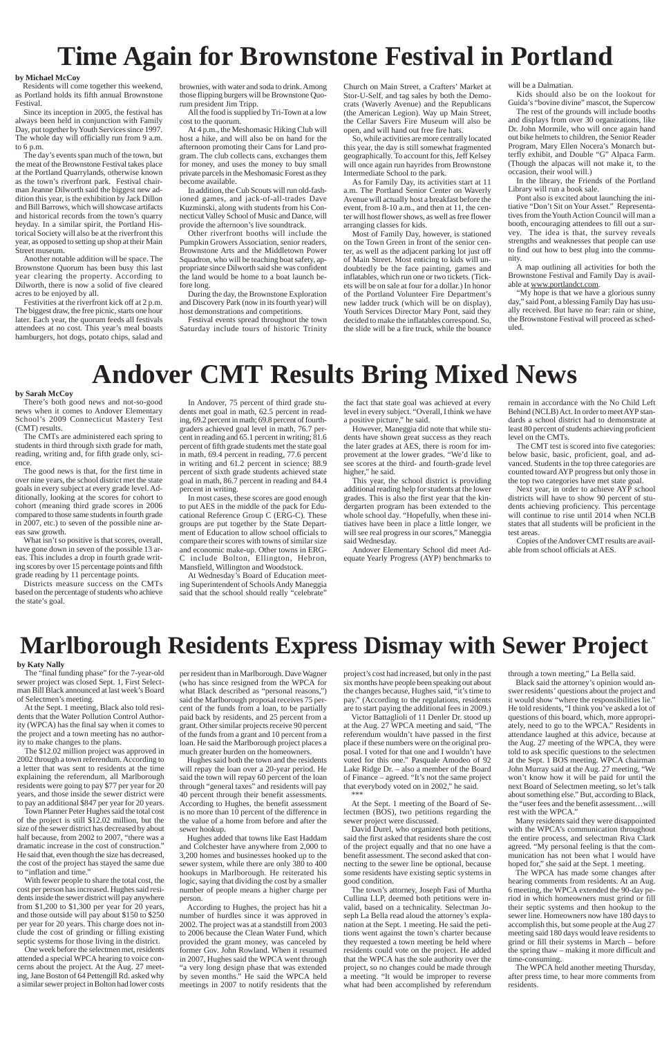# Time Again for Brownstone Festival in Portland

**by Michael McCoy**

Residents will come together this weekend, as Portland holds its fifth annual Brownstone Festival.

Since its inception in 2005, the festival has always been held in conjunction with Family Day, put together by Youth Services since 1997. The whole day will officially run from 9 a.m. to 6 p.m.

The day's events span much of the town, but the meat of the Brownstone Festival takes place at the Portland Quarrylands, otherwise known as the town's riverfront park. Festival chairman Jeanne Dilworth said the biggest new addition this year, is the exhibition by Jack Dillon and Bill Barrows, which will showcase artifacts and historical records from the town's quarry heyday. In a similar spirit, the Portland Historical Society will also be at the riverfront this year, as opposed to setting up shop at their Main Street museum.

Another notable addition will be space. The Brownstone Quorum has been busy this last year clearing the property. According to Dilworth, there is now a solid of five cleared acres to be enjoyed by all.

Festivities at the riverfront kick off at 2 p.m. The biggest draw, the free picnic, starts one hour later. Each year, the quorum feeds all festivals attendees at no cost. This year's meal boasts hamburgers, hot dogs, potato chips, salad and brownies, with water and soda to drink. Among those flipping burgers will be Brownstone Quorum president Jim Tripp.

All the food is supplied by Tri-Town at a low cost to the quorum.

At 4 p.m., the Meshomasic Hiking Club will host a hike, and will also be on hand for the afternoon promoting their Cans for Land program. The club collects cans, exchanges them for money, and uses the money to buy small private parcels in the Meshomasic Forest as they become available.

In addition, the Cub Scouts will run old-fashioned games, and jack-of-all-trades Dave Kuzminski, along with students from his Connecticut Valley School of Music and Dance, will provide the afternoon's live soundtrack.

Other riverfront booths will include the Pumpkin Growers Association, senior readers, Brownstone Arts and the Middletown Power Squadron, who will be teaching boat safety, appropriate since Dilworth said she was confident the land would be home to a boat launch before long.

During the day, the Brownstone Exploration and Discovery Park (now in its fourth year) will host demonstrations and competitions.

Festival events spread throughout the town Saturday include tours of historic Trinity Church on Main Street, a Crafters' Market at Stor-U-Self, and tag sales by both the Democrats (Waverly Avenue) and the Republicans (the American Legion). Way up Main Street, the Cellar Savers Fire Museum will also be open, and will hand out free fire hats.

So, while activities are more centrally located this year, the day is still somewhat fragmented geographically. To account for this, Jeff Kelsey will once again run hayrides from Brownstone Intermediate School to the park.

As for Family Day, its activities start at 11 a.m. The Portland Senior Center on Waverly Avenue will actually host a breakfast before the event, from 8-10 a.m., and then at 11, the center will host flower shows, as well as free flower arranging classes for kids.

Most of Family Day, however, is stationed on the Town Green in front of the senior center, as well as the adjacent parking lot just off of Main Street. Most enticing to kids will undoubtedly be the face painting, games and inflatables, which run one or two tickets. (Tickets will be on sale at four for a dollar.) In honor of the Portland Volunteer Fire Department's new ladder truck (which will be on display), Youth Services Director Mary Pont, said they decided to make the inflatables correspond. So, the slide will be a fire truck, while the bounce will be a Dalmatian.

Kids should also be on the lookout for Guida's "bovine divine" mascot, the Supercow

The rest of the grounds will include booths and displays from over 30 organizations, like Dr. John Mormile, who will once again hand out bike helmets to children, the Senior Reader Program, Mary Ellen Nocera's Monarch butterfly exhibit, and Double "G" Alpaca Farm. (Though the alpacas will not make it, to the occasion, their wool will.)

In the library, the Friends of the Portland Library will run a book sale.

Pont also is excited about launching the initiative "Don't Sit on Your Asset." Representatives from the Youth Action Council will man a booth, encouraging attendees to fill out a survey. The idea is that, the survey reveals strengths and weaknesses that people can use to find out how to best plug into the community.

A map outlining all activities for both the Brownstone Festival and Family Day is available at www.portlandct.com.

"My hope is that we have a glorious sunny day," said Pont, a blessing Family Day has usually received. But have no fear: rain or shine, the Brownstone Festival will proceed as scheduled.

# Andover CMT Results Bring Mixed News

**by Sarah McCoy**

There's both good news and not-so-good news when it comes to Andover Elementary School's 2009 Connecticut Mastery Test (CMT) results.

The CMTs are administered each spring to students in third through sixth grade for math, reading, writing and, for fifth grade only, science.

The good news is that, for the first time in over nine years, the school district met the state goals in every subject at every grade level. Additionally, looking at the scores for cohort to cohort (meaning third grade scores in 2006 compared to those same students in fourth grade in 2007, etc.) to seven of the possible nine areas saw growth.

What isn't so positive is that scores, overall, have gone down in seven of the possible 13 areas. This includes a drop in fourth grade writing scores by over 15 percentage points and fifth grade reading by 11 percentage points.

Districts measure success on the CMTs based on the percentage of students who achieve the state's goal.

In Andover, 75 percent of third grade students met goal in math, 62.5 percent in reading, 69.2 percent in writing; 69.8 percent of fourth-graders achieved goal level in math, 76.7 percent in reading and 65.1 percent in writing; 81.6 percent of fifth grade students met the state goal in math, 69.4 percent in reading, 77.6 percent in writing and 61.2 percent in science; 88.9 percent of sixth grade students achieved state goal in math, 86.7 percent in reading and 84.4 percent in writing.

In most cases, these scores are good enough to put AES in the middle of the pack for Educational Reference Group C (ERG-C). These groups are put together by the State Department of Education to allow school officials to compare their scores with towns of similar size and economic make-up. Other towns in ERG-C include Bolton, Ellington, Hebron, Mansfield, Willington and Woodstock.

At Wednesday's Board of Education meeting Superintendent of Schools Andy Maneggia said that the school should really "celebrate" the fact that state goal was achieved at every level in every subject. "Overall, I think we have a positive picture," he said.

However, Maneggia did note that while students have shown great success as they reach the later grades at AES, there is room for improvement at the lower grades. "We'd like to see scores at the third- and fourth-grade level higher," he said.

This year, the school district is providing additional reading help for students at the lower grades. This is also the first year that the kindergarten program has been extended to the whole school day. "Hopefully, when these initiatives have been in place a little longer, we will see real progress in our scores," Maneggia said Wednesday.

Andover Elementary School did meet Adequate Yearly Progress (AYP) benchmarks to remain in accordance with the No Child Left Behind (NCLB) Act. In order to meet AYP standards a school district had to demonstrate at least 80 percent of students achieving proficient level on the CMTs.

The CMT test is scored into five categories: below basic, basic, proficient, goal, and advanced. Students in the top three categories are counted toward AYP progress but only those in the top two categories have met state goal.

Next year, in order to achieve AYP school districts will have to show 90 percent of students achieving proficiency. This percentage will continue to rise until 2014 when NCLB states that all students will be proficient in the test areas.

Copies of the Andover CMT results are available from school officials at AES.

# Marlborough Residents Express Dismay with Sewer Project

**by Katy Nally**

The "final funding phase" for the 7-year-old sewer project was closed Sept. 1, First Selectman Bill Black announced at last week's Board of Selectmen's meeting.

At the Sept. 1 meeting, Black also told residents that the Water Pollution Control Authority (WPCA) has the final say when it comes to the project and a town meeting has no authority to make changes to the plans.

The $12.02 million project was approved in 2002 through a town referendum. According to a letter that was sent to residents at the time explaining the referendum, all Marlborough residents were going to pay $77 per year for 20 years, and those inside the sewer district were to pay an additional $847 per year for 20 years.

Town Planner Peter Hughes said the total cost of the project is still $12.02 million, but the size of the sewer district has decreased by about half because, from 2002 to 2007, "there was a dramatic increase in the cost of construction." He said that, even though the size has decreased, the cost of the project has stayed the same due to "inflation and time."

With fewer people to share the total cost, the cost per person has increased. Hughes said residents inside the sewer district will pay anywhere from $1,200 to $1,300 per year for 20 years, and those outside will pay about $150 to $250 per year for 20 years. This charge does not include the cost of grinding or filling existing septic systems for those living in the district.

One week before the selectmen met, residents attended a special WPCA hearing to voice concerns about the project. At the Aug. 27 meeting, Jane Boston of 64 Pettengill Rd. asked why a similar sewer project in Bolton had lower costs per resident than in Marlborough. Dave Wagner (who has since resigned from the WPCA for what Black described as "personal reasons,") said the Marlborough proposal receives 75 percent of the funds from a loan, to be partially paid back by residents, and 25 percent from a grant. Other similar projects receive 90 percent of the funds from a grant and 10 percent from a loan. He said the Marlborough project places a much greater burden on the homeowners.

Hughes said both the town and the residents will repay the loan over a 20-year period. He said the town will repay 60 percent of the loan through "general taxes" and residents will pay 40 percent through their benefit assessments. According to Hughes, the benefit assessment is no more than 10 percent of the difference in the value of a home from before and after the sewer hookup.

Hughes added that towns like East Haddam and Colchester have anywhere from 2,000 to 3,200 homes and businesses hooked up to the sewer system, while there are only 380 to 400 hookups in Marlborough. He reiterated his logic, saying that dividing the cost by a smaller number of people means a higher charge per person.

According to Hughes, the project has hit a number of hurdles since it was approved in 2002. The project was at a standstill from 2003 to 2006 because the Clean Water Fund, which provided the grant money, was canceled by former Gov. John Rowland. When it resumed in 2007, Hughes said the WPCA went through "a very long design phase that was extended by seven months." He said the WPCA held meetings in 2007 to notify residents that the project's cost had increased, but only in the past six months have people been speaking out about the changes because, Hughes said, "it's time to pay." (According to the regulations, residents are to start paying the additional fees in 2009.)

Victor Battaglioli of 11 Denler Dr. stood up at the Aug. 27 WPCA meeting and said, "The referendum wouldn't have passed in the first place if these numbers were on the original proposal. I voted for that one and I wouldn't have voted for this one." Pasquale Amodeo of 92 Lake Ridge Dr. – also a member of the Board of Finance – agreed. "It's not the same project that everybody voted on in 2002," he said.

***

At the Sept. 1 meeting of the Board of Selectmen (BOS), two petitions regarding the sewer project were discussed.

David Durel, who organized both petitions, said the first asked that residents share the cost of the project equally and that no one have a benefit assessment. The second asked that connecting to the sewer line be optional, because some residents have existing septic systems in good condition.

The town's attorney, Joseph Fasi of Murtha Cullina LLP, deemed both petitions were invalid, based on a technicality. Selectman Joseph La Bella read aloud the attorney's explanation at the Sept. 1 meeting. He said the petitions went against the town's charter because they requested a town meeting be held where residents could vote on the project. He added that the WPCA has the sole authority over the project, so no changes could be made through a meeting. "It would be improper to reverse what had been accomplished by referendum through a town meeting," La Bella said.

Black said the attorney's opinion would answer residents' questions about the project and it would show "where the responsibilities lie." He told residents, "I think you've asked a lot of questions of this board, which, more appropriately, need to go to the WPCA." Residents in attendance laughed at this advice, because at the Aug. 27 meeting of the WPCA, they were told to ask specific questions to the selectmen at the Sept. 1 BOS meeting. WPCA chairman John Murray said at the Aug. 27 meeting, "We won't know how it will be paid for until the next Board of Selectmen meeting, so let's talk about something else." But, according to Black, the "user fees and the benefit assessment…will rest with the WPCA."

Many residents said they were disappointed with the WPCA's communication throughout the entire process, and selectman Riva Clark agreed. "My personal feeling is that the communication has not been what I would have hoped for," she said at the Sept. 1 meeting.

The WPCA has made some changes after hearing comments from residents. At an Aug. 6 meeting, the WPCA extended the 90-day period in which homeowners must grind or fill their septic systems and then hookup to the sewer line. Homeowners now have 180 days to accomplish this, but some people at the Aug 27 meeting said 180 days would leave residents to grind or fill their systems in March – before the spring thaw – making it more difficult and time-consuming.

The WPCA held another meeting Thursday, after press time, to hear more comments from residents.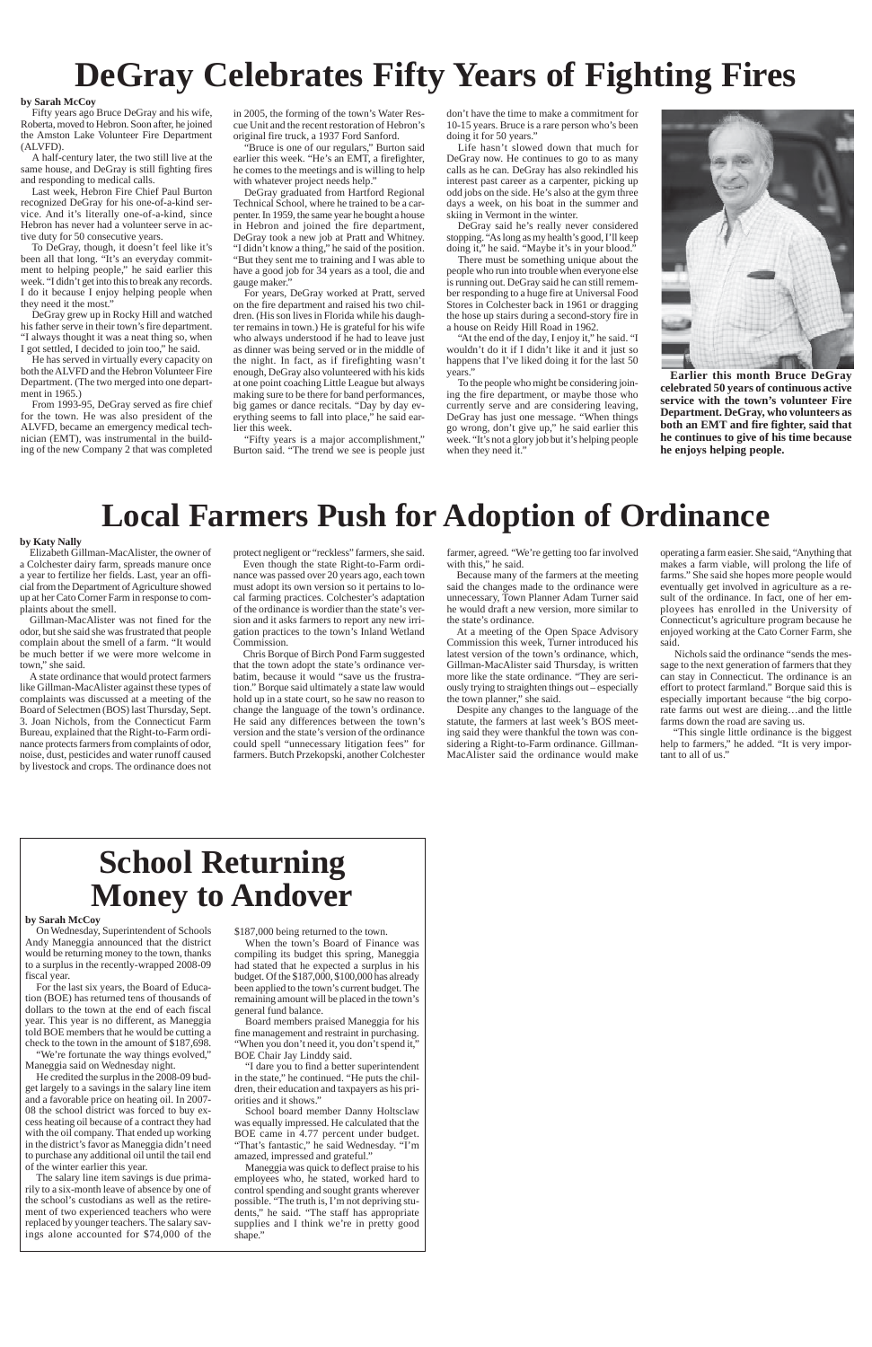# DeGray Celebrates Fifty Years of Fighting Fires

**by Sarah McCoy**

Fifty years ago Bruce DeGray and his wife, Roberta, moved to Hebron. Soon after, he joined the Amston Lake Volunteer Fire Department (ALVFD).

A half-century later, the two still live at the same house, and DeGray is still fighting fires and responding to medical calls.

Last week, Hebron Fire Chief Paul Burton recognized DeGray for his one-of-a-kind service. And it's literally one-of-a-kind, since Hebron has never had a volunteer serve in active duty for 50 consecutive years.

To DeGray, though, it doesn't feel like it's been all that long. "It's an everyday commitment to helping people," he said earlier this week. "I didn't get into this to break any records. I do it because I enjoy helping people when they need it the most."

DeGray grew up in Rocky Hill and watched his father serve in their town's fire department. "I always thought it was a neat thing so, when I got settled, I decided to join too," he said.

He has served in virtually every capacity on both the ALVFD and the Hebron Volunteer Fire Department. (The two merged into one department in 1965.)

From 1993-95, DeGray served as fire chief for the town. He was also president of the ALVFD, became an emergency medical technician (EMT), was instrumental in the building of the new Company 2 that was completed in 2005, the forming of the town's Water Rescue Unit and the recent restoration of Hebron's original fire truck, a 1937 Ford Sanford.

"Bruce is one of our regulars," Burton said earlier this week. "He's an EMT, a firefighter, he comes to the meetings and is willing to help with whatever project needs help."

DeGray graduated from Hartford Regional Technical School, where he trained to be a carpenter. In 1959, the same year he bought a house in Hebron and joined the fire department, DeGray took a new job at Pratt and Whitney. "I didn't know a thing," he said of the position. "But they sent me to training and I was able to have a good job for 34 years as a tool, die and gauge maker."

For years, DeGray worked at Pratt, served on the fire department and raised his two children. (His son lives in Florida while his daughter remains in town.) He is grateful for his wife who always understood if he had to leave just as dinner was being served or in the middle of the night. In fact, as if firefighting wasn't enough, DeGray also volunteered with his kids at one point coaching Little League but always making sure to be there for band performances, big games or dance recitals. "Day by day everything seems to fall into place," he said earlier this week.

"Fifty years is a major accomplishment," Burton said. "The trend we see is people just don't have the time to make a commitment for 10-15 years. Bruce is a rare person who's been doing it for 50 years."

Life hasn't slowed down that much for DeGray now. He continues to go to as many calls as he can. DeGray has also rekindled his interest past career as a carpenter, picking up odd jobs on the side. He's also at the gym three days a week, on his boat in the summer and skiing in Vermont in the winter.

DeGray said he's really never considered stopping. "As long as my health's good, I'll keep doing it," he said. "Maybe it's in your blood."

There must be something unique about the people who run into trouble when everyone else is running out. DeGray said he can still remember responding to a huge fire at Universal Food Stores in Colchester back in 1961 or dragging the hose up stairs during a second-story fire in a house on Reidy Hill Road in 1962.

"At the end of the day, I enjoy it," he said. "I wouldn't do it if I didn't like it and it just so happens that I've liked doing it for the last 50 years."

To the people who might be considering joining the fire department, or maybe those who currently serve and are considering leaving, DeGray has just one message. "When things go wrong, don't give up," he said earlier this week. "It's not a glory job but it's helping people when they need it."

**Earlier this month Bruce DeGray celebrated 50 years of continuous active service with the town's volunteer Fire Department. DeGray, who volunteers as both an EMT and fire fighter, said that he continues to give of his time because he enjoys helping people.**

# Local Farmers Push for Adoption of Ordinance

**by Katy Nally**

Elizabeth Gillman-MacAlister, the owner of a Colchester dairy farm, spreads manure once a year to fertilize her fields. Last, year an official from the Department of Agriculture showed up at her Cato Corner Farm in response to complaints about the smell.

Gillman-MacAlister was not fined for the odor, but she said she was frustrated that people complain about the smell of a farm. "It would be much better if we were more welcome in town," she said.

A state ordinance that would protect farmers like Gillman-MacAlister against these types of complaints was discussed at a meeting of the Board of Selectmen (BOS) last Thursday, Sept. 3. Joan Nichols, from the Connecticut Farm Bureau, explained that the Right-to-Farm ordinance protects farmers from complaints of odor, noise, dust, pesticides and water runoff caused by livestock and crops. The ordinance does not protect negligent or "reckless" farmers, she said.

Even though the state Right-to-Farm ordinance was passed over 20 years ago, each town must adopt its own version so it pertains to local farming practices. Colchester's adaptation of the ordinance is wordier than the state's version and it asks farmers to report any new irrigation practices to the town's Inland Wetland Commission.

Chris Borque of Birch Pond Farm suggested that the town adopt the state's ordinance verbatim, because it would "save us the frustration." Borque said ultimately a state law would hold up in a state court, so he saw no reason to change the language of the town's ordinance. He said any differences between the town's version and the state's version of the ordinance could spell "unnecessary litigation fees" for farmers. Butch Przekopski, another Colchester farmer, agreed. "We're getting too far involved with this," he said.

Because many of the farmers at the meeting said the changes made to the ordinance were unnecessary, Town Planner Adam Turner said he would draft a new version, more similar to the state's ordinance.

At a meeting of the Open Space Advisory Commission this week, Turner introduced his latest version of the town's ordinance, which, Gillman-MacAlister said Thursday, is written more like the state ordinance. "They are seriously trying to straighten things out – especially the town planner," she said.

Despite any changes to the language of the statute, the farmers at last week's BOS meeting said they were thankful the town was considering a Right-to-Farm ordinance. Gillman-MacAlister said the ordinance would make operating a farm easier. She said, "Anything that makes a farm viable, will prolong the life of farms." She said she hopes more people would eventually get involved in agriculture as a result of the ordinance. In fact, one of her employees has enrolled in the University of Connecticut's agriculture program because he enjoyed working at the Cato Corner Farm, she said.

Nichols said the ordinance "sends the message to the next generation of farmers that they can stay in Connecticut. The ordinance is an effort to protect farmland." Borque said this is especially important because "the big corporate farms out west are dieing…and the little farms down the road are saving us.

"This single little ordinance is the biggest help to farmers," he added. "It is very important to all of us."

# School Returning Money to Andover

**by Sarah McCoy**

On Wednesday, Superintendent of Schools Andy Maneggia announced that the district would be returning money to the town, thanks to a surplus in the recently-wrapped 2008-09 fiscal year.

For the last six years, the Board of Education (BOE) has returned tens of thousands of dollars to the town at the end of each fiscal year. This year is no different, as Maneggia told BOE members that he would be cutting a check to the town in the amount of $187,698.

"We're fortunate the way things evolved," Maneggia said on Wednesday night.

He credited the surplus in the 2008-09 budget largely to a savings in the salary line item and a favorable price on heating oil. In 2007-08 the school district was forced to buy excess heating oil because of a contract they had with the oil company. That ended up working in the district's favor as Maneggia didn't need to purchase any additional oil until the tail end of the winter earlier this year.

The salary line item savings is due primarily to a six-month leave of absence by one of the school's custodians as well as the retirement of two experienced teachers who were replaced by younger teachers. The salary savings alone accounted for $74,000 of the $187,000 being returned to the town.

When the town's Board of Finance was compiling its budget this spring, Maneggia had stated that he expected a surplus in his budget. Of the $187,000, $100,000 has already been applied to the town's current budget. The remaining amount will be placed in the town's general fund balance.

Board members praised Maneggia for his fine management and restraint in purchasing. "When you don't need it, you don't spend it," BOE Chair Jay Linddy said.

"I dare you to find a better superintendent in the state," he continued. "He puts the children, their education and taxpayers as his priorities and it shows."

School board member Danny Holtsclaw was equally impressed. He calculated that the BOE came in 4.77 percent under budget. "That's fantastic," he said Wednesday. "I'm amazed, impressed and grateful."

Maneggia was quick to deflect praise to his employees who, he stated, worked hard to control spending and sought grants wherever possible. "The truth is, I'm not depriving students," he said. "The staff has appropriate supplies and I think we're in pretty good shape."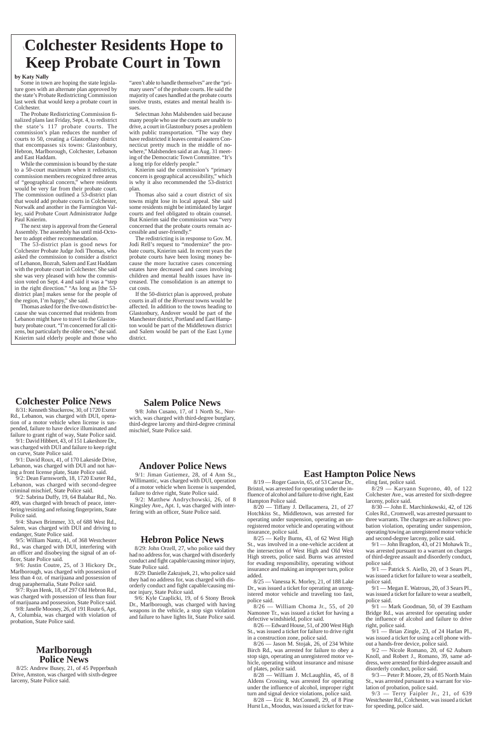# Colchester Residents Hope to Keep Probate Court in Town

**by Katy Nally**

Some in town are hoping the state legislature goes with an alternate plan approved by the state's Probate Redistricting Commission last week that would keep a probate court in Colchester.

The Probate Redistricting Commission finalized plans last Friday, Sept. 4, to redistrict the state's 117 probate courts. The commission's plan reduces the number of courts to 50, creating a Glastonbury district that encompasses six towns: Glastonbury, Hebron, Marlborough, Colchester, Lebanon and East Haddam.

While the commission is bound by the state to a 50-court maximum when it redistricts, commission members recognized three areas of "geographical concern," where residents would be very far from their probate court. The commission outlined a 53-district plan that would add probate courts in Colchester, Norwalk and another in the Farmington Valley, said Probate Court Administrator Judge Paul Knierim.

The next step is approval from the General Assembly. The assembly has until mid-October to adopt either recommendation.

The 53-district plan is good news for Colchester Probate Judge Jodi Thomas, who asked the commission to consider a district of Lebanon, Bozrah, Salem and East Haddam with the probate court in Colchester. She said she was very pleased with how the commission voted on Sept. 4 and said it was a "step in the right direction." "As long as [the 53-district plan] makes sense for the people of the region, I'm happy," she said.

Thomas asked for the five-town district because she was concerned that residents from Lebanon might have to travel to the Glastonbury probate court. "I'm concerned for all citizens, but particularly the older ones," she said. Knierim said elderly people and those who "aren't able to handle themselves" are the "primary users" of the probate courts. He said the majority of cases handled at the probate courts involve trusts, estates and mental health issues.

Selectman John Malsbenden said because many people who use the courts are unable to drive, a court in Glastonbury poses a problem with public transportation. "The way they have redistricted it leaves central eastern Connecticut pretty much in the middle of nowhere," Malsbenden said at an Aug. 31 meeting of the Democratic Town Committee. "It's a long trip for elderly people."

Knierim said the commission's "primary concern is geographical accessibility," which is why it also recommended the 53-district plan.

Thomas also said a court district of six towns might lose its local appeal. She said some residents might be intimidated by larger courts and feel obligated to obtain counsel. But Knierim said the commission was "very concerned that the probate courts remain accessible and user-friendly."

The redistricting is in response to Gov. M. Jodi Rell's request to "modernize" the probate courts, Knierim said. In recent years the probate courts have been losing money because the more lucrative cases concerning estates have decreased and cases involving children and mental health issues have increased. The consolidation is an attempt to cut costs.

If the 50-district plan is approved, probate courts in all of the *Rivereast* towns would be affected. In addition to the towns heading to Glastonbury, Andover would be part of the Manchester district, Portland and East Hampton would be part of the Middletown district and Salem would be part of the East Lyme district.

## Colchester Police News

8/31: Kenneth Shuckerow, 30, of 1720 Exeter Rd., Lebanon, was charged with DUI, operation of a motor vehicle when license is suspended, failure to have device illuminated and failure to grant right of way, State Police said.

9/1: David Hibbert, 43, of 151 Lakeshore Dr., was charged with DUI and failure to keep right on curve, State Police said.

9/1: David Roux, 41, of 170 Lakeside Drive, Lebanon, was charged with DUI and not having a front license plate, State Police said.

9/2: Dean Farnsworth, 18, 1720 Exeter Rd., Lebanon, was charged with second-degree criminal mischief, State Police said.

9/2: Sabrina Duffy, 19, 64 Balabar Rd., No. 409, was charged with breach of peace, interfering/resisting and refusing fingerprints, State Police said.

9/4: Shawn Brimmer, 33, of 688 West Rd., Salem, was charged with DUI and driving to endanger, State Police said.

9/5: William Nantz, 41, of 368 Westchester Rd., was charged with DUI, interfering with an officer and disobeying the signal of an officer, State Police said.

9/6: Justin Coutre, 25, of 3 Hickory Dr., Marlborough, was charged with possession of less than 4 oz. of marijuana and possession of drug paraphernalia, State Police said.

9/7: Ryan Henk, 18, of 297 Old Hebron Rd., was charged with possession of less than four of marijuana and possession, State Police said.

9/8: Janelle Mooney, 26, of 191 Route 6, Apt. A, Columbia, was charged with violation of probation, State Police said.

## Marlborough Police News

8/25: Andrew Busey, 21, of 45 Pepperbush Drive, Amston, was charged with sixth-degree larceny, State Police said.

## Salem Police News

9/8: John Cusano, 17, of 1 North St., Norwich, was charged with third-degree burglary, third-degree larceny and third-degree criminal mischief, State Police said.

## Andover Police News

9/1: Jiman Gutiemez, 28, of 4 Ann St., Willimantic, was charged with DUI, operation of a motor vehicle when license is suspended, failure to drive right, State Police said.

9/2: Matthew Andrychowski, 26, of 8 Kingsley Ave., Apt. 1, was charged with interfering with an officer, State Police said.

## Hebron Police News

8/29: John Orzell, 27, who police said they had no address for, was charged with disorderly conduct and fight capable/causing minor injury, State Police said.

8/29: Danielle Zakrajsek, 21, who police said they had no address for, was charged with disorderly conduct and fight capable/causing minor injury, State Police said.

9/6: Kyle Czaplicki, 19, of 6 Stony Brook Dr., Marlborough, was charged with having weapons in the vehicle, a stop sign violation and failure to have lights lit, State Police said.

## East Hampton Police News

8/19 — Roger Gauvin, 65, of 53 Caesar Dr., Bristol, was arrested for operating under the influence of alcohol and failure to drive right, East Hampton Police said.

8/20 — Tiffany J. Dellacamera, 21, of 27 Hotchkiss St., Middletown, was arrested for operating under suspension, operating an unregistered motor vehicle and operating without insurance, police said.

8/25 — Kelly Burns, 43, of 62 West High St., was involved in a one-vehicle accident at the intersection of West High and Old West High streets, police said. Burns was arrested for evading responsibility, operating without insurance and making an improper turn, police added.

8/25 — Vanessa K. Morley, 21, of 188 Lake Dr., was issued a ticket for operating an unregistered motor vehicle and traveling too fast, police said.

8/26 — William Choma Jr., 55, of 20 Namonee Tr., was issued a ticket for having a defective windshield, police said.

8/26 — Edward House, 51, of 200 West High St., was issued a ticket for failure to drive right in a construction zone, police said.

8/26 — Jason M. Stojak, 26, of 234 White Birch Rd., was arrested for failure to obey a stop sign, operating an unregistered motor vehicle, operating without insurance and misuse of plates, police said.

8/28 — William J. McLaughlin, 45, of 8 Aldens Crossing, was arrested for operating under the influence of alcohol, improper right turn and signal device violations, police said.

8/28 — Eric R. McConnell, 29, of 8 Pine Hurst Ln., Moodus, was issued a ticket for traveling fast, police said.

8/29 — Karyann Suprono, 40, of 122 Colchester Ave., was arrested for sixth-degree larceny, police said.

8/30 — John E. Marchinkowski, 42, of 126 Coles Rd., Cromwell, was arrested pursuant to three warrants. The charges are as follows: probation violation, operating under suspension, operating/towing an unregistered motor vehicle and second-degree larceny, police said.

9/1 — John Bragdon, 43, of 21 Mohawk Tr., was arrested pursuant to a warrant on charges of third-degree assault and disorderly conduct, police said.

9/1 — Patrick S. Aiello, 20, of 3 Sears Pl., was issued a ticket for failure to wear a seatbelt, police said.

9/1 — Megan E. Watrous, 20, of 3 Sears Pl., was issued a ticket for failure to wear a seatbelt, police said.

9/1 — Mark Goodman, 50, of 39 Eastham Bridge Rd., was arrested for operating under the influence of alcohol and failure to drive right, police said.

9/1 — Brian Zingle, 23, of 24 Harlan Pl., was issued a ticket for using a cell phone without a hands-free device, police said.

9/2 — Nicole Romano, 20, of 62 Auburn Knoll, and Robert J., Romano, 39, same address, were arrested for third-degree assault and disorderly conduct, police said.

9/3 — Peter P. Moore, 29, of 85 North Main St., was arrested pursuant to a warrant for violation of probation, police said.

9/3 — Terry Faipler Jr., 21, of 639 Westchester Rd., Colchester, was issued a ticket for speeding, police said.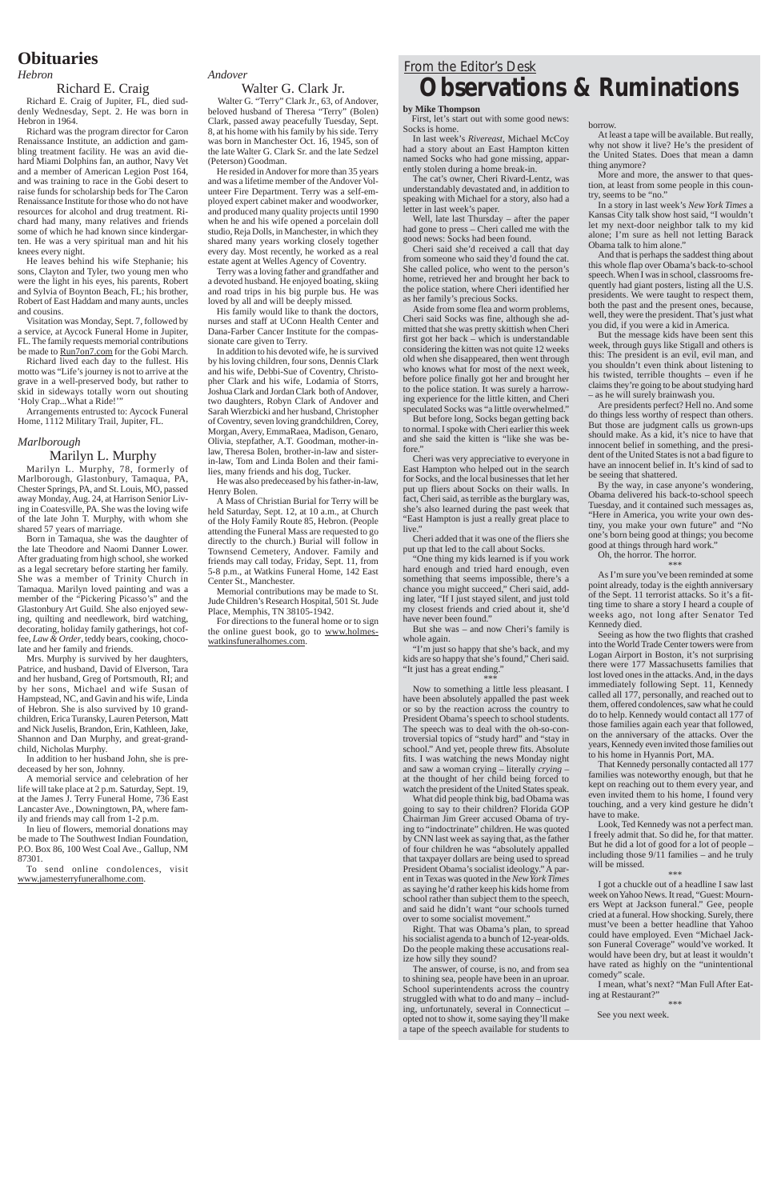# Obituaries

## *Hebron*

### Richard E. Craig

Richard E. Craig of Jupiter, FL, died suddenly Wednesday, Sept. 2. He was born in Hebron in 1964.

Richard was the program director for Caron Renaissance Institute, an addiction and gambling treatment facility. He was an avid diehard Miami Dolphins fan, an author, Navy Vet and a member of American Legion Post 164, and was training to race in the Gobi desert to raise funds for scholarship beds for The Caron Renaissance Institute for those who do not have resources for alcohol and drug treatment. Richard had many, many relatives and friends some of which he had known since kindergarten. He was a very spiritual man and hit his knees every night.

He leaves behind his wife Stephanie; his sons, Clayton and Tyler, two young men who were the light in his eyes, his parents, Robert and Sylvia of Boynton Beach, FL; his brother, Robert of East Haddam and many aunts, uncles and cousins.

Visitation was Monday, Sept. 7, followed by a service, at Aycock Funeral Home in Jupiter, FL. The family requests memorial contributions be made to Run7on7.com for the Gobi March.

Richard lived each day to the fullest. His motto was "Life's journey is not to arrive at the grave in a well-preserved body, but rather to skid in sideways totally worn out shouting 'Holy Crap...What a Ride!'"

Arrangements entrusted to: Aycock Funeral Home, 1112 Military Trail, Jupiter, FL.

## *Marlborough*

### Marilyn L. Murphy

Marilyn L. Murphy, 78, formerly of Marlborough, Glastonbury, Tamaqua, PA, Chester Springs, PA, and St. Louis, MO, passed away Monday, Aug. 24, at Harrison Senior Living in Coatesville, PA. She was the loving wife of the late John T. Murphy, with whom she shared 57 years of marriage.

Born in Tamaqua, she was the daughter of the late Theodore and Naomi Danner Lower. After graduating from high school, she worked as a legal secretary before starting her family. She was a member of Trinity Church in Tamaqua. Marilyn loved painting and was a member of the "Pickering Picasso's" and the Glastonbury Art Guild. She also enjoyed sewing, quilting and needlework, bird watching, decorating, holiday family gatherings, hot coffee, *Law & Order*, teddy bears, cooking, chocolate and her family and friends.

Mrs. Murphy is survived by her daughters, Patrice, and husband, David of Elverson, Tara and her husband, Greg of Portsmouth, RI; and by her sons, Michael and wife Susan of Hampstead, NC, and Gavin and his wife, Linda of Hebron. She is also survived by 10 grandchildren, Erica Turansky, Lauren Peterson, Matt and Nick Juselis, Brandon, Erin, Kathleen, Jake, Shannon and Dan Murphy, and great-grandchild, Nicholas Murphy.

In addition to her husband John, she is predeceased by her son, Johnny.

A memorial service and celebration of her life will take place at 2 p.m. Saturday, Sept. 19, at the James J. Terry Funeral Home, 736 East Lancaster Ave., Downingtown, PA, where family and friends may call from 1-2 p.m.

In lieu of flowers, memorial donations may be made to The Southwest Indian Foundation, P.O. Box 86, 100 West Coal Ave., Gallup, NM 87301.

To send online condolences, visit www.jamesterryfuneralhome.com.

## *Andover*

### Walter G. Clark Jr.

Walter G. "Terry" Clark Jr., 63, of Andover, beloved husband of Theresa "Terry" (Bolen) Clark, passed away peacefully Tuesday, Sept. 8, at his home with his family by his side. Terry was born in Manchester Oct. 16, 1945, son of the late Walter G. Clark Sr. and the late Sedzel (Peterson) Goodman.

He resided in Andover for more than 35 years and was a lifetime member of the Andover Volunteer Fire Department. Terry was a self-employed expert cabinet maker and woodworker, and produced many quality projects until 1990 when he and his wife opened a porcelain doll studio, Reja Dolls, in Manchester, in which they shared many years working closely together every day. Most recently, he worked as a real estate agent at Welles Agency of Coventry.

Terry was a loving father and grandfather and a devoted husband. He enjoyed boating, skiing and road trips in his big purple bus. He was loved by all and will be deeply missed.

His family would like to thank the doctors, nurses and staff at UConn Health Center and Dana-Farber Cancer Institute for the compassionate care given to Terry.

In addition to his devoted wife, he is survived by his loving children, four sons, Dennis Clark and his wife, Debbi-Sue of Coventry, Christopher Clark and his wife, Lodamia of Storrs, Joshua Clark and Jordan Clark both of Andover, two daughters, Robyn Clark of Andover and Sarah Wierzbicki and her husband, Christopher of Coventry, seven loving grandchildren, Corey, Morgan, Avery, EmmaRaea, Madison, Genaro, Olivia, stepfather, A.T. Goodman, mother-in-law, Theresa Bolen, brother-in-law and sister-in-law, Tom and Linda Bolen and their families, many friends and his dog, Tucker.

He was also predeceased by his father-in-law, Henry Bolen.

A Mass of Christian Burial for Terry will be held Saturday, Sept. 12, at 10 a.m., at Church of the Holy Family Route 85, Hebron. (People attending the Funeral Mass are requested to go directly to the church.) Burial will follow in Townsend Cemetery, Andover. Family and friends may call today, Friday, Sept. 11, from 5-8 p.m., at Watkins Funeral Home, 142 East Center St., Manchester.

Memorial contributions may be made to St. Jude Children's Research Hospital, 501 St. Jude Place, Memphis, TN 38105-1942.

For directions to the funeral home or to sign the online guest book, go to www.holmes-watkinsfuneralhomes.com.

From the Editor's Desk

# Observations & Ruminations

**by Mike Thompson**

First, let's start out with some good news: Socks is home.

In last week's *Rivereast*, Michael McCoy had a story about an East Hampton kitten named Socks who had gone missing, apparently stolen during a home break-in.

The cat's owner, Cheri Rivard-Lentz, was understandably devastated and, in addition to speaking with Michael for a story, also had a letter in last week's paper.

Well, late last Thursday – after the paper had gone to press – Cheri called me with the good news: Socks had been found.

Cheri said she'd received a call that day from someone who said they'd found the cat. She called police, who went to the person's home, retrieved her and brought her back to the police station, where Cheri identified her as her family's precious Socks.

Aside from some flea and worm problems, Cheri said Socks was fine, although she admitted that she was pretty skittish when Cheri first got her back – which is understandable considering the kitten was not quite 12 weeks old when she disappeared, then went through who knows what for most of the next week, before police finally got her and brought her to the police station. It was surely a harrowing experience for the little kitten, and Cheri speculated Socks was "a little overwhelmed."

But before long, Socks began getting back to normal. I spoke with Cheri earlier this week and she said the kitten is "like she was before."

Cheri was very appreciative to everyone in East Hampton who helped out in the search for Socks, and the local businesses that let her put up fliers about Socks on their walls. In fact, Cheri said, as terrible as the burglary was, she's also learned during the past week that "East Hampton is just a really great place to live."

Cheri added that it was one of the fliers she put up that led to the call about Socks.

"One thing my kids learned is if you work hard enough and tried hard enough, even something that seems impossible, there's a chance you might succeed," Cheri said, adding later, "If I just stayed silent, and just told my closest friends and cried about it, she'd have never been found."

But she was – and now Cheri's family is whole again.

"I'm just so happy that she's back, and my kids are so happy that she's found," Cheri said. "It just has a great ending."

\*\*\*

Now to something a little less pleasant. I have been absolutely appalled the past week or so by the reaction across the country to President Obama's speech to school students. The speech was to deal with the oh-so-controversial topics of "study hard" and "stay in school." And yet, people threw fits. Absolute fits. I was watching the news Monday night and saw a woman crying – literally *crying* – at the thought of her child being forced to watch the president of the United States speak.

What did people think big, bad Obama was going to say to their children? Florida GOP Chairman Jim Greer accused Obama of trying to "indoctrinate" children. He was quoted by CNN last week as saying that, as the father of four children he was "absolutely appalled that taxpayer dollars are being used to spread President Obama's socialist ideology." A parent in Texas was quoted in the *New York Times* as saying he'd rather keep his kids home from school rather than subject them to the speech, and said he didn't want "our schools turned over to some socialist movement."

Right. That was Obama's plan, to spread his socialist agenda to a bunch of 12-year-olds. Do the people making these accusations realize how silly they sound?

The answer, of course, is no, and from sea to shining sea, people have been in an uproar. School superintendents across the country struggled with what to do and many – including, unfortunately, several in Connecticut – opted not to show it, some saying they'll make a tape of the speech available for students to borrow.

At least a tape will be available. But really, why not show it live? He's the president of the United States. Does that mean a damn thing anymore?

More and more, the answer to that question, at least from some people in this country, seems to be "no."

In a story in last week's *New York Times* a Kansas City talk show host said, "I wouldn't let my next-door neighbor talk to my kid alone; I'm sure as hell not letting Barack Obama talk to him alone."

And that is perhaps the saddest thing about this whole flap over Obama's back-to-school speech. When I was in school, classrooms frequently had giant posters, listing all the U.S. presidents. We were taught to respect them, both the past and the present ones, because, well, they were the president. That's just what you did, if you were a kid in America.

But the message kids have been sent this week, through guys like Stigall and others is this: The president is an evil, evil man, and you shouldn't even think about listening to his twisted, terrible thoughts – even if he claims they're going to be about studying hard – as he will surely brainwash you.

Are presidents perfect? Hell no. And some do things less worthy of respect than others. But those are judgment calls us grown-ups should make. As a kid, it's nice to have that innocent belief in something, and the president of the United States is not a bad figure to have an innocent belief in. It's kind of sad to be seeing that shattered.

By the way, in case anyone's wondering, Obama delivered his back-to-school speech Tuesday, and it contained such messages as, "Here in America, you write your own destiny, you make your own future" and "No one's born being good at things; you become good at things through hard work."

Oh, the horror. The horror.

\*\*\*

As I'm sure you've been reminded at some point already, today is the eighth anniversary of the Sept. 11 terrorist attacks. So it's a fitting time to share a story I heard a couple of weeks ago, not long after Senator Ted Kennedy died.

Seeing as how the two flights that crashed into the World Trade Center towers were from Logan Airport in Boston, it's not surprising there were 177 Massachusetts families that lost loved ones in the attacks. And, in the days immediately following Sept. 11, Kennedy called all 177, personally, and reached out to them, offered condolences, saw what he could do to help. Kennedy would contact all 177 of those families again each year that followed, on the anniversary of the attacks. Over the years, Kennedy even invited those families out to his home in Hyannis Port, MA.

That Kennedy personally contacted all 177 families was noteworthy enough, but that he kept on reaching out to them every year, and even invited them to his home, I found very touching, and a very kind gesture he didn't have to make.

Look, Ted Kennedy was not a perfect man. I freely admit that. So did he, for that matter. But he did a lot of good for a lot of people – including those 9/11 families – and he truly will be missed.

\*\*\*

I got a chuckle out of a headline I saw last week on Yahoo News. It read, "Guest: Mourners Wept at Jackson funeral." Gee, people cried at a funeral. How shocking. Surely, there must've been a better headline that Yahoo could have employed. Even "Michael Jackson Funeral Coverage" would've worked. It would have been dry, but at least it wouldn't have rated as highly on the "unintentional comedy" scale.

I mean, what's next? "Man Full After Eating at Restaurant?"

\*\*\*

See you next week.